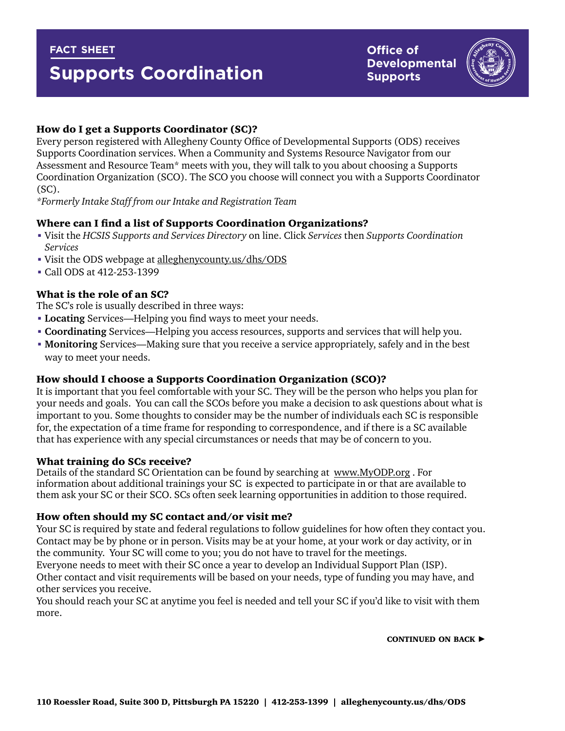FACT SHEET

# Supports Coordination

**Office of Developmental Supports**

### How do I get a Supports Coordinator (SC)?

Every person registered with Allegheny County Office of Developmental Supports (ODS) receives Supports Coordination services. When a Community and Systems Resource Navigator from our Assessment and Resource Team* meets with you, they will talk to you about choosing a Supports Coordination Organization (SCO). The SCO you choose will connect you with a Supports Coordinator (SC).

*\*Formerly Intake Staff from our Intake and Registration Team*

### Where can I find a list of Supports Coordination Organizations?

- Visit the *HCSIS Supports and Services Directory* on line. Click *Services* then *Supports Coordination Services*
- Visit the ODS webpage at alleghenycounty.us/dhs/ODS
- Call ODS at 412-253-1399

### What is the role of an SC?

The SC's role is usually described in three ways:

- **Locating** Services—Helping you find ways to meet your needs.
- **Coordinating** Services—Helping you access resources, supports and services that will help you.
- **Monitoring** Services—Making sure that you receive a service appropriately, safely and in the best way to meet your needs.

### How should I choose a Supports Coordination Organization (SCO)?

It is important that you feel comfortable with your SC. They will be the person who helps you plan for your needs and goals. You can call the SCOs before you make a decision to ask questions about what is important to you. Some thoughts to consider may be the number of individuals each SC is responsible for, the expectation of a time frame for responding to correspondence, and if there is a SC available that has experience with any special circumstances or needs that may be of concern to you.

### What training do SCs receive?

Details of the standard SC Orientation can be found by searching at www.MyODP.org . For information about additional trainings your SC is expected to participate in or that are available to them ask your SC or their SCO. SCs often seek learning opportunities in addition to those required.

### How often should my SC contact and/or visit me?

Your SC is required by state and federal regulations to follow guidelines for how often they contact you. Contact may be by phone or in person. Visits may be at your home, at your work or day activity, or in the community. Your SC will come to you; you do not have to travel for the meetings.

Everyone needs to meet with their SC once a year to develop an Individual Support Plan (ISP).

Other contact and visit requirements will be based on your needs, type of funding you may have, and other services you receive.

You should reach your SC at anytime you feel is needed and tell your SC if you'd like to visit with them more.

**CONTINUED ON BACK ►**

**110 Roessler Road, Suite 300 D, Pittsburgh PA 15220 | 412-253-1399 | alleghenycounty.us/dhs/ODS**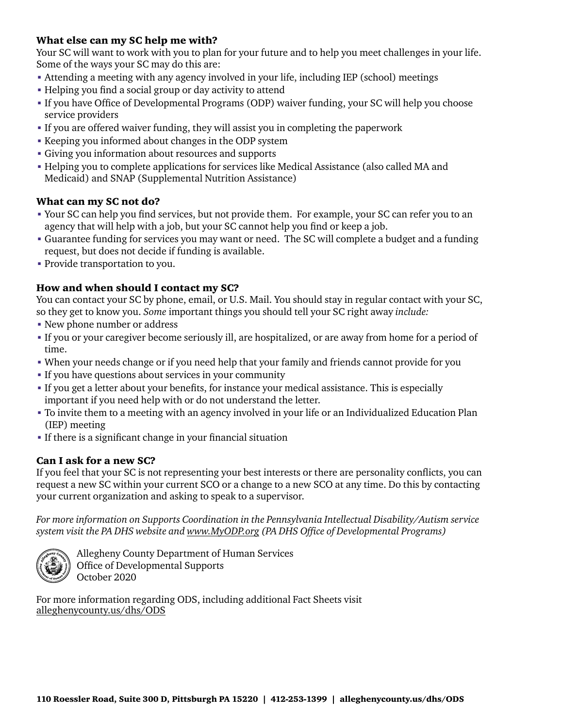### What else can my SC help me with?

Your SC will want to work with you to plan for your future and to help you meet challenges in your life. Some of the ways your SC may do this are:

- Attending a meeting with any agency involved in your life, including IEP (school) meetings
- Helping you find a social group or day activity to attend
- If you have Office of Developmental Programs (ODP) waiver funding, your SC will help you choose service providers
- If you are offered waiver funding, they will assist you in completing the paperwork
- Keeping you informed about changes in the ODP system
- Giving you information about resources and supports
- Helping you to complete applications for services like Medical Assistance (also called MA and Medicaid) and SNAP (Supplemental Nutrition Assistance)

### What can my SC not do?

- Your SC can help you find services, but not provide them. For example, your SC can refer you to an agency that will help with a job, but your SC cannot help you find or keep a job.
- Guarantee funding for services you may want or need. The SC will complete a budget and a funding request, but does not decide if funding is available.
- Provide transportation to you.

### How and when should I contact my SC?

You can contact your SC by phone, email, or U.S. Mail. You should stay in regular contact with your SC, so they get to know you. *Some* important things you should tell your SC right away *include:*

- New phone number or address
- If you or your caregiver become seriously ill, are hospitalized, or are away from home for a period of time.
- When your needs change or if you need help that your family and friends cannot provide for you
- If you have questions about services in your community
- If you get a letter about your benefits, for instance your medical assistance. This is especially important if you need help with or do not understand the letter.
- To invite them to a meeting with an agency involved in your life or an Individualized Education Plan (IEP) meeting
- If there is a significant change in your financial situation

### Can I ask for a new SC?

If you feel that your SC is not representing your best interests or there are personality conflicts, you can request a new SC within your current SCO or a change to a new SCO at any time. Do this by contacting your current organization and asking to speak to a supervisor.

*For more information on Supports Coordination in the Pennsylvania Intellectual Disability/Autism service system visit the PA DHS website and www.MyODP.org (PA DHS Office of Developmental Programs)*

Allegheny County Department of Human Services
Office of Developmental Supports
October 2020

For more information regarding ODS, including additional Fact Sheets visit alleghenycounty.us/dhs/ODS

**110 Roessler Road, Suite 300 D, Pittsburgh PA 15220 | 412-253-1399 | alleghenycounty.us/dhs/ODS**